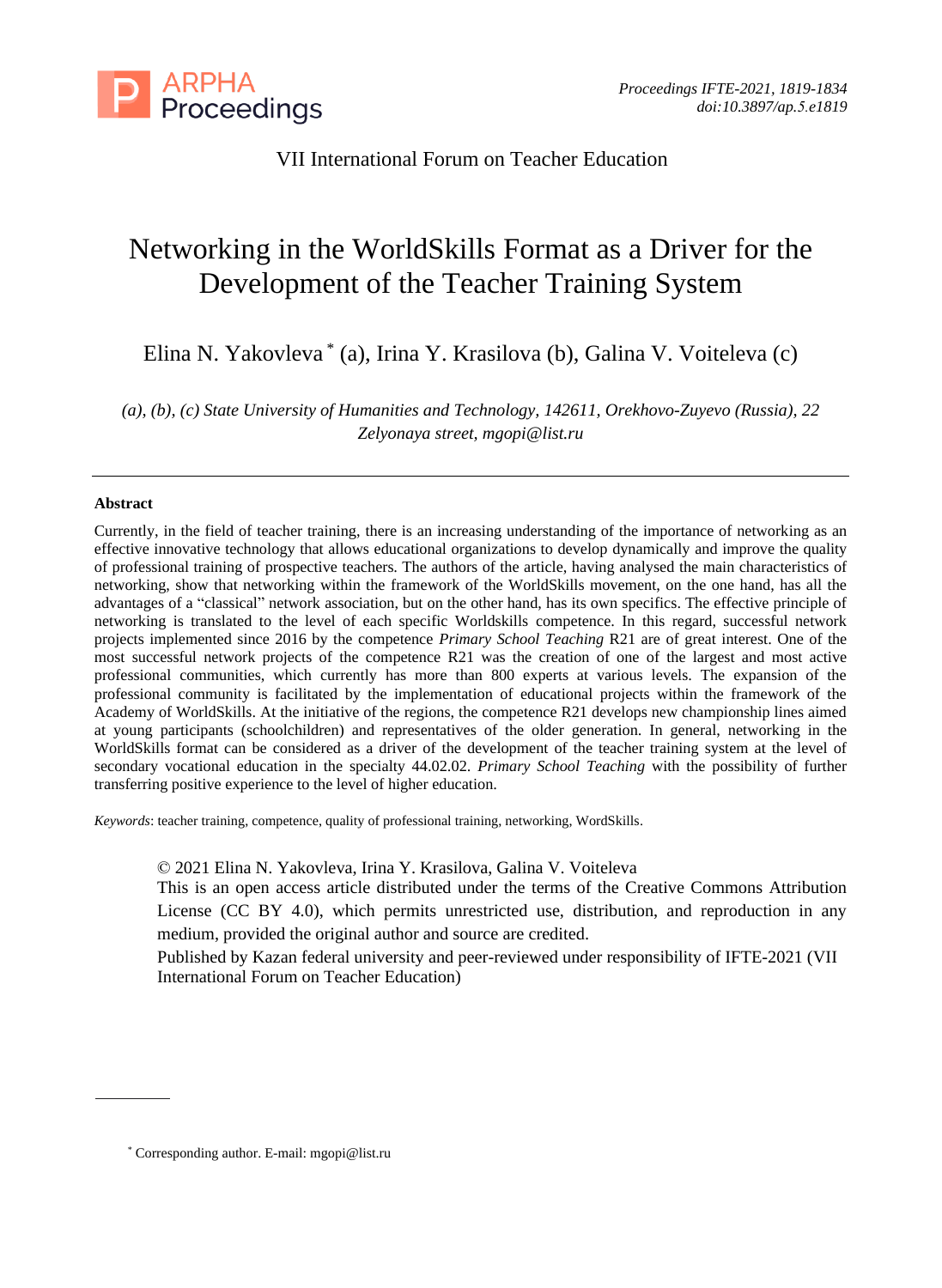VII International Forum on Teacher Education

# Networking in the WorldSkills Format as a Driver for the Development of the Teacher Training System

Elina N. Yakovleva * (a), Irina Y. Krasilova (b), Galina V. Voiteleva (c)

*(a), (b), (c) State University of Humanities and Technology, 142611, Orekhovo-Zuyevo (Russia), 22 Zelyonaya street, mgopi@list.ru*

---

**Abstract**

Currently, in the field of teacher training, there is an increasing understanding of the importance of networking as an effective innovative technology that allows educational organizations to develop dynamically and improve the quality of professional training of prospective teachers. The authors of the article, having analysed the main characteristics of networking, show that networking within the framework of the WorldSkills movement, on the one hand, has all the advantages of a "classical" network association, but on the other hand, has its own specifics. The effective principle of networking is translated to the level of each specific Worldskills competence. In this regard, successful network projects implemented since 2016 by the competence *Primary School Teaching* R21 are of great interest. One of the most successful network projects of the competence R21 was the creation of one of the largest and most active professional communities, which currently has more than 800 experts at various levels. The expansion of the professional community is facilitated by the implementation of educational projects within the framework of the Academy of WorldSkills. At the initiative of the regions, the competence R21 develops new championship lines aimed at young participants (schoolchildren) and representatives of the older generation. In general, networking in the WorldSkills format can be considered as a driver of the development of the teacher training system at the level of secondary vocational education in the specialty 44.02.02. *Primary School Teaching* with the possibility of further transferring positive experience to the level of higher education.

*Keywords*: teacher training, competence, quality of professional training, networking, WordSkills.

© 2021 Elina N. Yakovleva, Irina Y. Krasilova, Galina V. Voiteleva
This is an open access article distributed under the terms of the Creative Commons Attribution License (CC BY 4.0), which permits unrestricted use, distribution, and reproduction in any medium, provided the original author and source are credited.
Published by Kazan federal university and peer-reviewed under responsibility of IFTE-2021 (VII International Forum on Teacher Education)

---

* Corresponding author. E-mail: mgopi@list.ru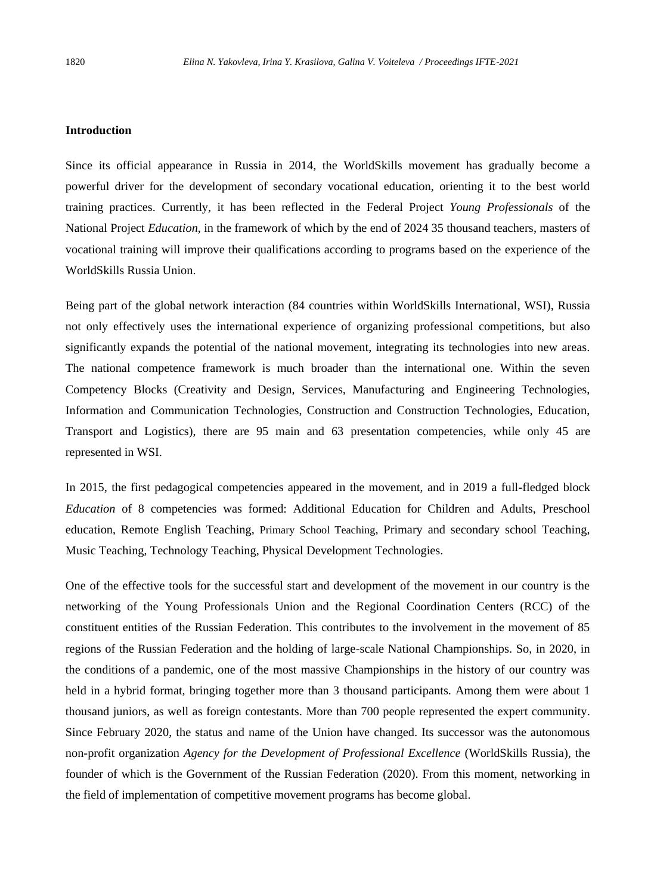## Introduction

Since its official appearance in Russia in 2014, the WorldSkills movement has gradually become a powerful driver for the development of secondary vocational education, orienting it to the best world training practices. Currently, it has been reflected in the Federal Project *Young Professionals* of the National Project *Education*, in the framework of which by the end of 2024 35 thousand teachers, masters of vocational training will improve their qualifications according to programs based on the experience of the WorldSkills Russia Union.

Being part of the global network interaction (84 countries within WorldSkills International, WSI), Russia not only effectively uses the international experience of organizing professional competitions, but also significantly expands the potential of the national movement, integrating its technologies into new areas. The national competence framework is much broader than the international one. Within the seven Competency Blocks (Creativity and Design, Services, Manufacturing and Engineering Technologies, Information and Communication Technologies, Construction and Construction Technologies, Education, Transport and Logistics), there are 95 main and 63 presentation competencies, while only 45 are represented in WSI.

In 2015, the first pedagogical competencies appeared in the movement, and in 2019 a full-fledged block *Education* of 8 competencies was formed: Additional Education for Children and Adults, Preschool education, Remote English Teaching, Primary School Teaching, Primary and secondary school Teaching, Music Teaching, Technology Teaching, Physical Development Technologies.

One of the effective tools for the successful start and development of the movement in our country is the networking of the Young Professionals Union and the Regional Coordination Centers (RCC) of the constituent entities of the Russian Federation. This contributes to the involvement in the movement of 85 regions of the Russian Federation and the holding of large-scale National Championships. So, in 2020, in the conditions of a pandemic, one of the most massive Championships in the history of our country was held in a hybrid format, bringing together more than 3 thousand participants. Among them were about 1 thousand juniors, as well as foreign contestants. More than 700 people represented the expert community. Since February 2020, the status and name of the Union have changed. Its successor was the autonomous non-profit organization *Agency for the Development of Professional Excellence* (WorldSkills Russia), the founder of which is the Government of the Russian Federation (2020). From this moment, networking in the field of implementation of competitive movement programs has become global.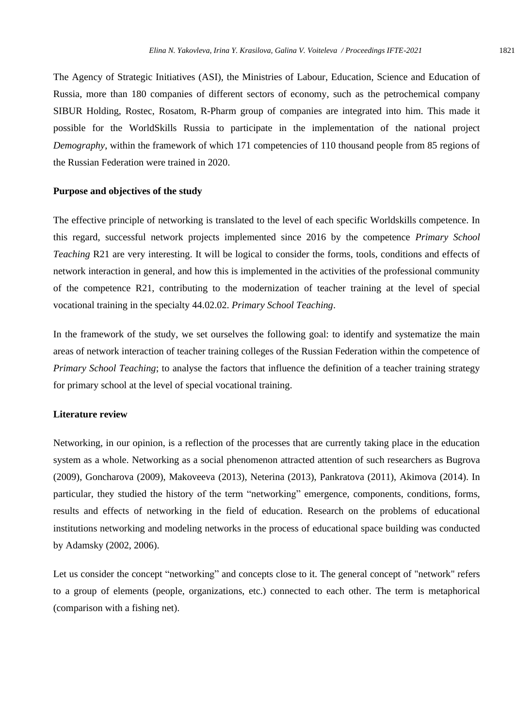The Agency of Strategic Initiatives (ASI), the Ministries of Labour, Education, Science and Education of Russia, more than 180 companies of different sectors of economy, such as the petrochemical company SIBUR Holding, Rostec, Rosatom, R-Pharm group of companies are integrated into him. This made it possible for the WorldSkills Russia to participate in the implementation of the national project *Demography*, within the framework of which 171 competencies of 110 thousand people from 85 regions of the Russian Federation were trained in 2020.

**Purpose and objectives of the study**

The effective principle of networking is translated to the level of each specific Worldskills competence. In this regard, successful network projects implemented since 2016 by the competence *Primary School Teaching* R21 are very interesting. It will be logical to consider the forms, tools, conditions and effects of network interaction in general, and how this is implemented in the activities of the professional community of the competence R21, contributing to the modernization of teacher training at the level of special vocational training in the specialty 44.02.02. *Primary School Teaching*.

In the framework of the study, we set ourselves the following goal: to identify and systematize the main areas of network interaction of teacher training colleges of the Russian Federation within the competence of *Primary School Teaching*; to analyse the factors that influence the definition of a teacher training strategy for primary school at the level of special vocational training.

**Literature review**

Networking, in our opinion, is a reflection of the processes that are currently taking place in the education system as a whole. Networking as a social phenomenon attracted attention of such researchers as Bugrova (2009), Goncharova (2009), Makoveeva (2013), Neterina (2013), Pankratova (2011), Akimova (2014). In particular, they studied the history of the term "networking" emergence, components, conditions, forms, results and effects of networking in the field of education. Research on the problems of educational institutions networking and modeling networks in the process of educational space building was conducted by Adamsky (2002, 2006).

Let us consider the concept "networking" and concepts close to it. The general concept of "network" refers to a group of elements (people, organizations, etc.) connected to each other. The term is metaphorical (comparison with a fishing net).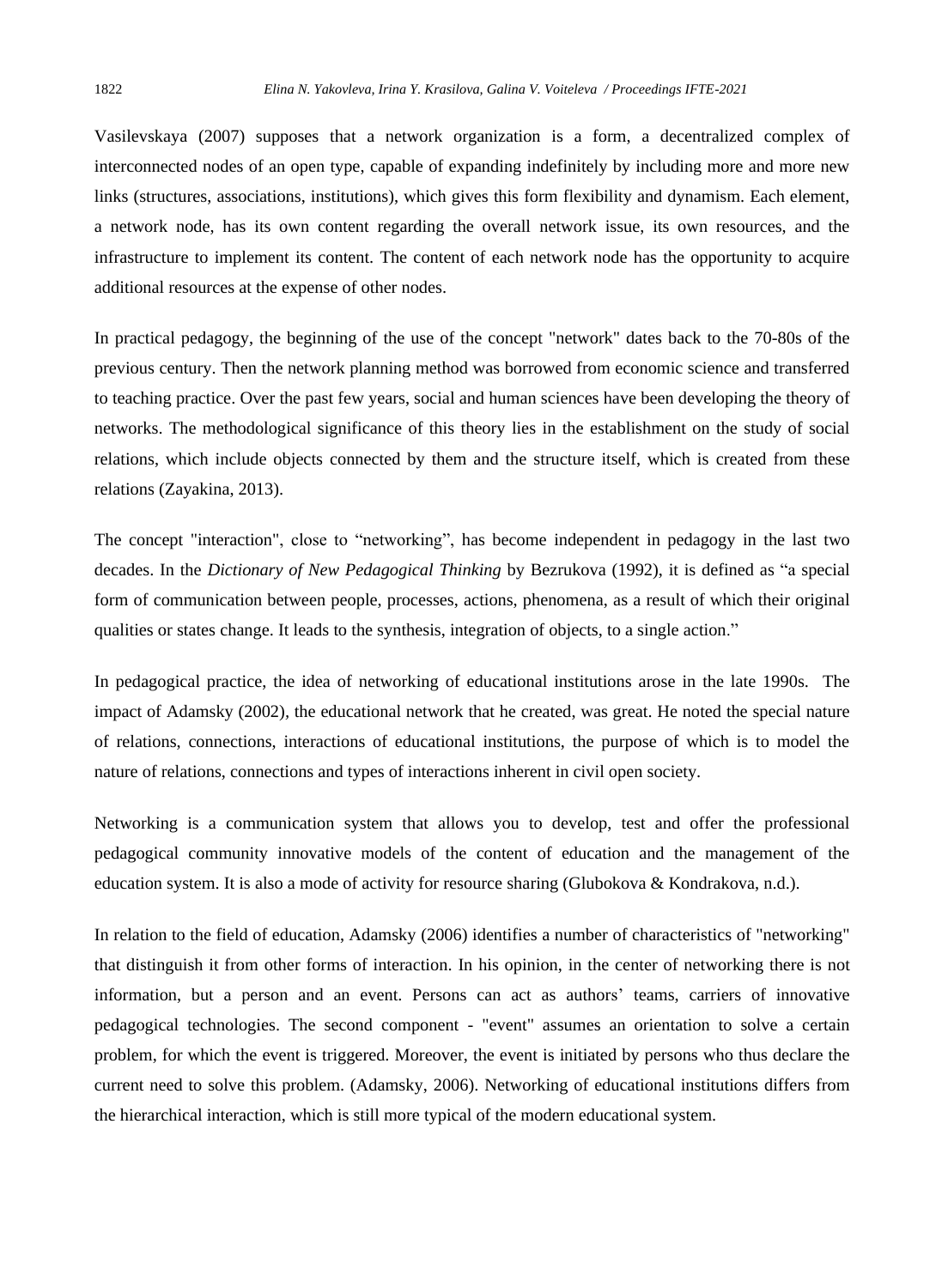Vasilevskaya (2007) supposes that a network organization is a form, a decentralized complex of interconnected nodes of an open type, capable of expanding indefinitely by including more and more new links (structures, associations, institutions), which gives this form flexibility and dynamism. Each element, a network node, has its own content regarding the overall network issue, its own resources, and the infrastructure to implement its content. The content of each network node has the opportunity to acquire additional resources at the expense of other nodes.

In practical pedagogy, the beginning of the use of the concept "network" dates back to the 70-80s of the previous century. Then the network planning method was borrowed from economic science and transferred to teaching practice. Over the past few years, social and human sciences have been developing the theory of networks. The methodological significance of this theory lies in the establishment on the study of social relations, which include objects connected by them and the structure itself, which is created from these relations (Zayakina, 2013).

The concept "interaction", close to "networking", has become independent in pedagogy in the last two decades. In the *Dictionary of New Pedagogical Thinking* by Bezrukova (1992), it is defined as "a special form of communication between people, processes, actions, phenomena, as a result of which their original qualities or states change. It leads to the synthesis, integration of objects, to a single action."

In pedagogical practice, the idea of networking of educational institutions arose in the late 1990s. The impact of Adamsky (2002), the educational network that he created, was great. He noted the special nature of relations, connections, interactions of educational institutions, the purpose of which is to model the nature of relations, connections and types of interactions inherent in civil open society.

Networking is a communication system that allows you to develop, test and offer the professional pedagogical community innovative models of the content of education and the management of the education system. It is also a mode of activity for resource sharing (Glubokova & Kondrakova, n.d.).

In relation to the field of education, Adamsky (2006) identifies a number of characteristics of "networking" that distinguish it from other forms of interaction. In his opinion, in the center of networking there is not information, but a person and an event. Persons can act as authors' teams, carriers of innovative pedagogical technologies. The second component - "event" assumes an orientation to solve a certain problem, for which the event is triggered. Moreover, the event is initiated by persons who thus declare the current need to solve this problem. (Adamsky, 2006). Networking of educational institutions differs from the hierarchical interaction, which is still more typical of the modern educational system.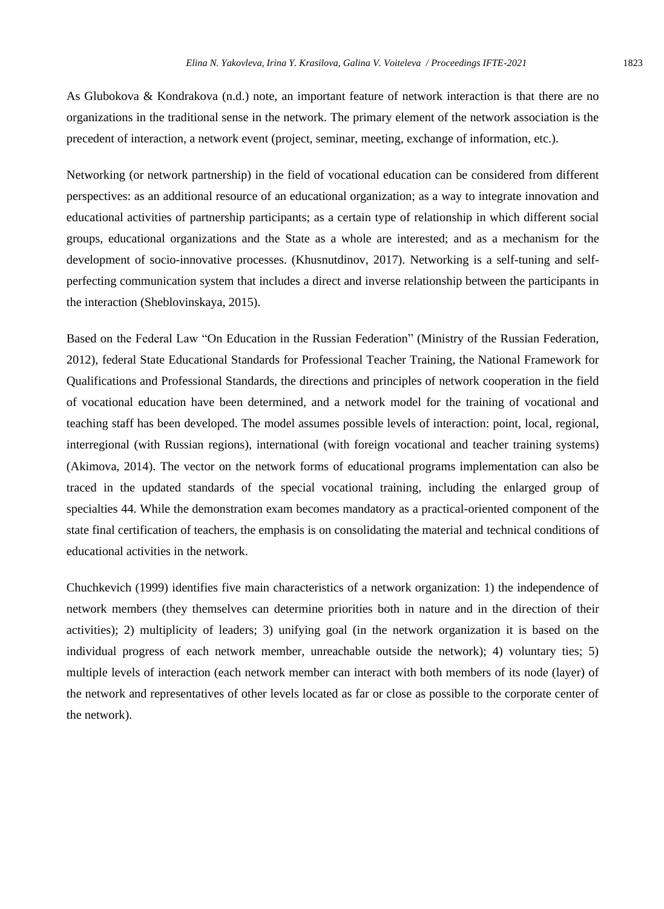As Glubokova & Kondrakova (n.d.) note, an important feature of network interaction is that there are no organizations in the traditional sense in the network. The primary element of the network association is the precedent of interaction, a network event (project, seminar, meeting, exchange of information, etc.).

Networking (or network partnership) in the field of vocational education can be considered from different perspectives: as an additional resource of an educational organization; as a way to integrate innovation and educational activities of partnership participants; as a certain type of relationship in which different social groups, educational organizations and the State as a whole are interested; and as a mechanism for the development of socio-innovative processes. (Khusnutdinov, 2017). Networking is a self-tuning and self-perfecting communication system that includes a direct and inverse relationship between the participants in the interaction (Sheblovinskaya, 2015).

Based on the Federal Law “On Education in the Russian Federation” (Ministry of the Russian Federation, 2012), federal State Educational Standards for Professional Teacher Training, the National Framework for Qualifications and Professional Standards, the directions and principles of network cooperation in the field of vocational education have been determined, and a network model for the training of vocational and teaching staff has been developed. The model assumes possible levels of interaction: point, local, regional, interregional (with Russian regions), international (with foreign vocational and teacher training systems) (Akimova, 2014). The vector on the network forms of educational programs implementation can also be traced in the updated standards of the special vocational training, including the enlarged group of specialties 44. While the demonstration exam becomes mandatory as a practical-oriented component of the state final certification of teachers, the emphasis is on consolidating the material and technical conditions of educational activities in the network.

Chuchkevich (1999) identifies five main characteristics of a network organization: 1) the independence of network members (they themselves can determine priorities both in nature and in the direction of their activities); 2) multiplicity of leaders; 3) unifying goal (in the network organization it is based on the individual progress of each network member, unreachable outside the network); 4) voluntary ties; 5) multiple levels of interaction (each network member can interact with both members of its node (layer) of the network and representatives of other levels located as far or close as possible to the corporate center of the network).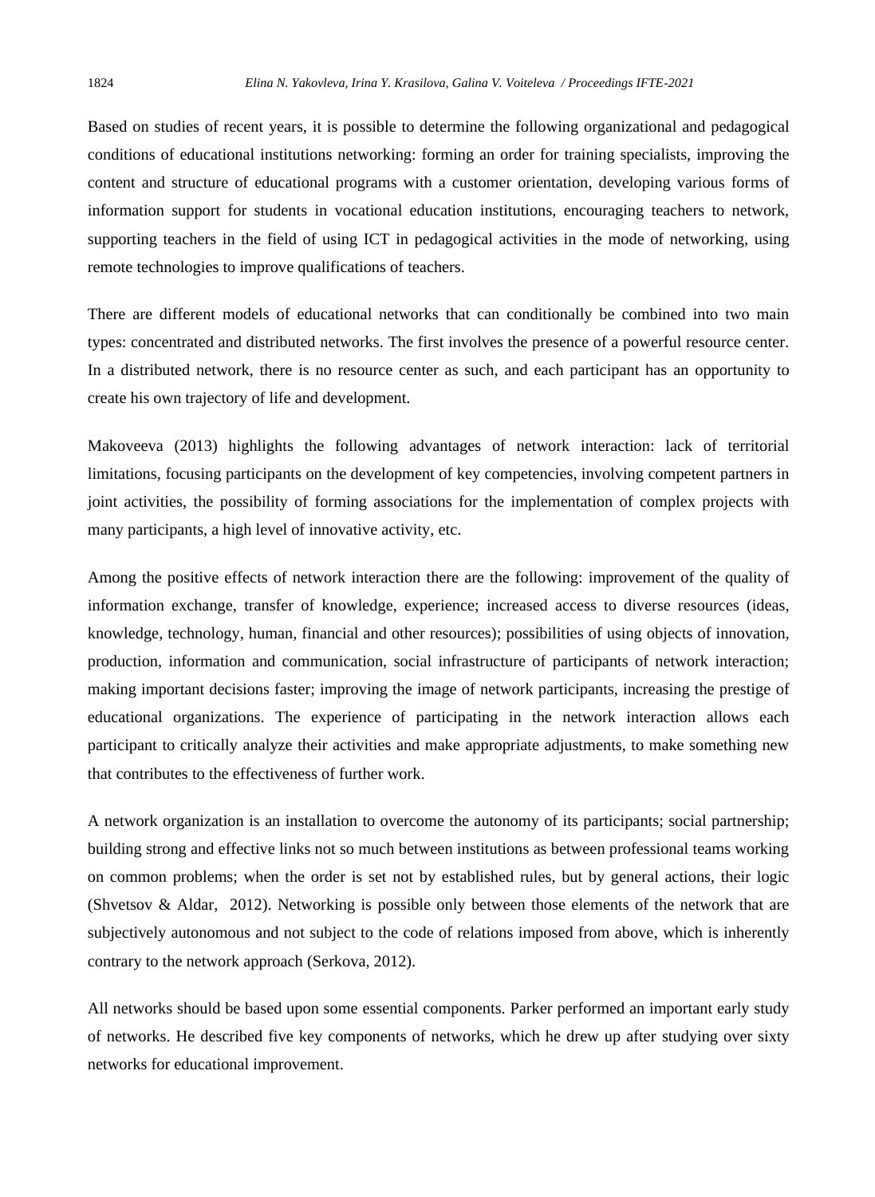Based on studies of recent years, it is possible to determine the following organizational and pedagogical conditions of educational institutions networking: forming an order for training specialists, improving the content and structure of educational programs with a customer orientation, developing various forms of information support for students in vocational education institutions, encouraging teachers to network, supporting teachers in the field of using ICT in pedagogical activities in the mode of networking, using remote technologies to improve qualifications of teachers.

There are different models of educational networks that can conditionally be combined into two main types: concentrated and distributed networks. The first involves the presence of a powerful resource center. In a distributed network, there is no resource center as such, and each participant has an opportunity to create his own trajectory of life and development.

Makoveeva (2013) highlights the following advantages of network interaction: lack of territorial limitations, focusing participants on the development of key competencies, involving competent partners in joint activities, the possibility of forming associations for the implementation of complex projects with many participants, a high level of innovative activity, etc.

Among the positive effects of network interaction there are the following: improvement of the quality of information exchange, transfer of knowledge, experience; increased access to diverse resources (ideas, knowledge, technology, human, financial and other resources); possibilities of using objects of innovation, production, information and communication, social infrastructure of participants of network interaction; making important decisions faster; improving the image of network participants, increasing the prestige of educational organizations. The experience of participating in the network interaction allows each participant to critically analyze their activities and make appropriate adjustments, to make something new that contributes to the effectiveness of further work.

A network organization is an installation to overcome the autonomy of its participants; social partnership; building strong and effective links not so much between institutions as between professional teams working on common problems; when the order is set not by established rules, but by general actions, their logic (Shvetsov & Aldar, 2012). Networking is possible only between those elements of the network that are subjectively autonomous and not subject to the code of relations imposed from above, which is inherently contrary to the network approach (Serkova, 2012).

All networks should be based upon some essential components. Parker performed an important early study of networks. He described five key components of networks, which he drew up after studying over sixty networks for educational improvement.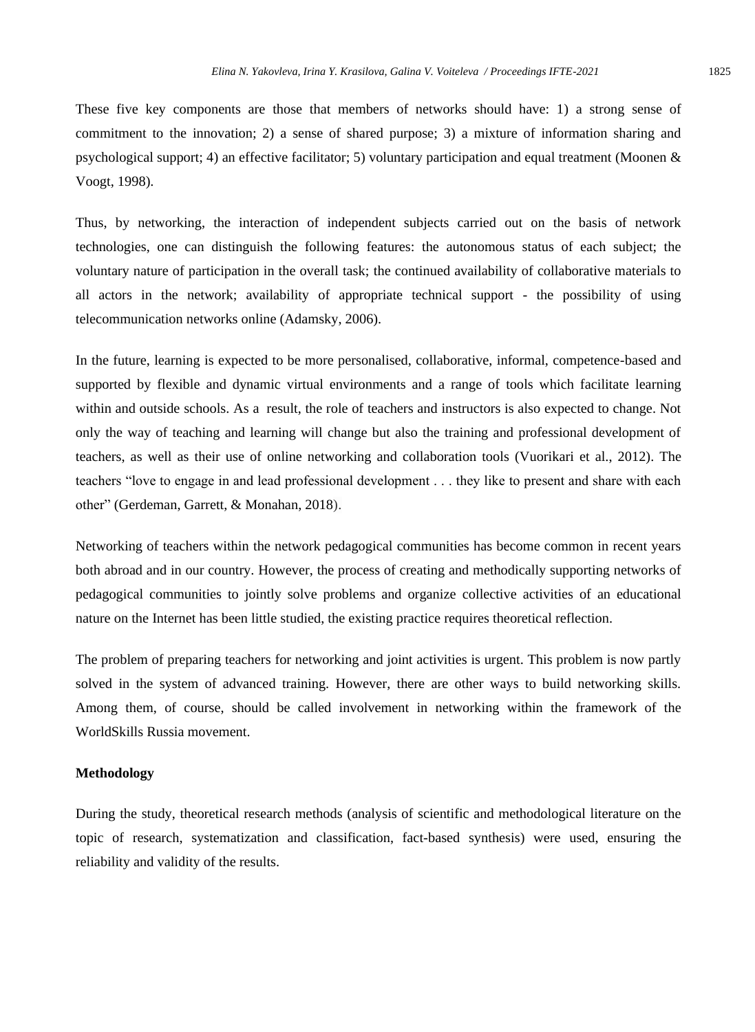These five key components are those that members of networks should have: 1) a strong sense of commitment to the innovation; 2) a sense of shared purpose; 3) a mixture of information sharing and psychological support; 4) an effective facilitator; 5) voluntary participation and equal treatment (Moonen & Voogt, 1998).

Thus, by networking, the interaction of independent subjects carried out on the basis of network technologies, one can distinguish the following features: the autonomous status of each subject; the voluntary nature of participation in the overall task; the continued availability of collaborative materials to all actors in the network; availability of appropriate technical support - the possibility of using telecommunication networks online (Adamsky, 2006).

In the future, learning is expected to be more personalised, collaborative, informal, competence-based and supported by flexible and dynamic virtual environments and a range of tools which facilitate learning within and outside schools. As a result, the role of teachers and instructors is also expected to change. Not only the way of teaching and learning will change but also the training and professional development of teachers, as well as their use of online networking and collaboration tools (Vuorikari et al., 2012). The teachers "love to engage in and lead professional development . . . they like to present and share with each other" (Gerdeman, Garrett, & Monahan, 2018).

Networking of teachers within the network pedagogical communities has become common in recent years both abroad and in our country. However, the process of creating and methodically supporting networks of pedagogical communities to jointly solve problems and organize collective activities of an educational nature on the Internet has been little studied, the existing practice requires theoretical reflection.

The problem of preparing teachers for networking and joint activities is urgent. This problem is now partly solved in the system of advanced training. However, there are other ways to build networking skills. Among them, of course, should be called involvement in networking within the framework of the WorldSkills Russia movement.

**Methodology**

During the study, theoretical research methods (analysis of scientific and methodological literature on the topic of research, systematization and classification, fact-based synthesis) were used, ensuring the reliability and validity of the results.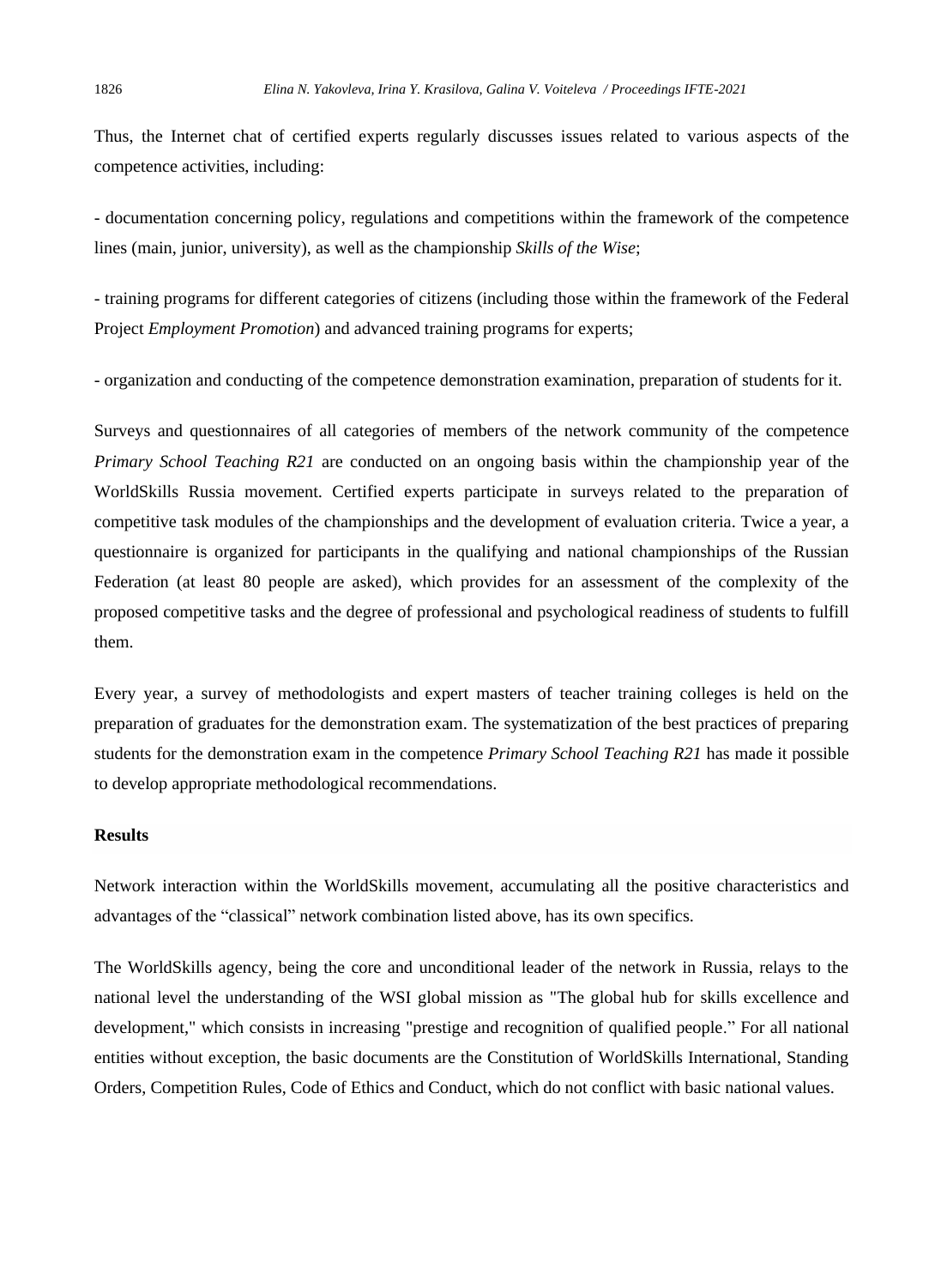Thus, the Internet chat of certified experts regularly discusses issues related to various aspects of the competence activities, including:

- documentation concerning policy, regulations and competitions within the framework of the competence lines (main, junior, university), as well as the championship *Skills of the Wise*;

- training programs for different categories of citizens (including those within the framework of the Federal Project *Employment Promotion*) and advanced training programs for experts;

- organization and conducting of the competence demonstration examination, preparation of students for it.

Surveys and questionnaires of all categories of members of the network community of the competence *Primary School Teaching R21* are conducted on an ongoing basis within the championship year of the WorldSkills Russia movement. Certified experts participate in surveys related to the preparation of competitive task modules of the championships and the development of evaluation criteria. Twice a year, a questionnaire is organized for participants in the qualifying and national championships of the Russian Federation (at least 80 people are asked), which provides for an assessment of the complexity of the proposed competitive tasks and the degree of professional and psychological readiness of students to fulfill them.

Every year, a survey of methodologists and expert masters of teacher training colleges is held on the preparation of graduates for the demonstration exam. The systematization of the best practices of preparing students for the demonstration exam in the competence *Primary School Teaching R21* has made it possible to develop appropriate methodological recommendations.

**Results**

Network interaction within the WorldSkills movement, accumulating all the positive characteristics and advantages of the "classical" network combination listed above, has its own specifics.

The WorldSkills agency, being the core and unconditional leader of the network in Russia, relays to the national level the understanding of the WSI global mission as "The global hub for skills excellence and development," which consists in increasing "prestige and recognition of qualified people." For all national entities without exception, the basic documents are the Constitution of WorldSkills International, Standing Orders, Competition Rules, Code of Ethics and Conduct, which do not conflict with basic national values.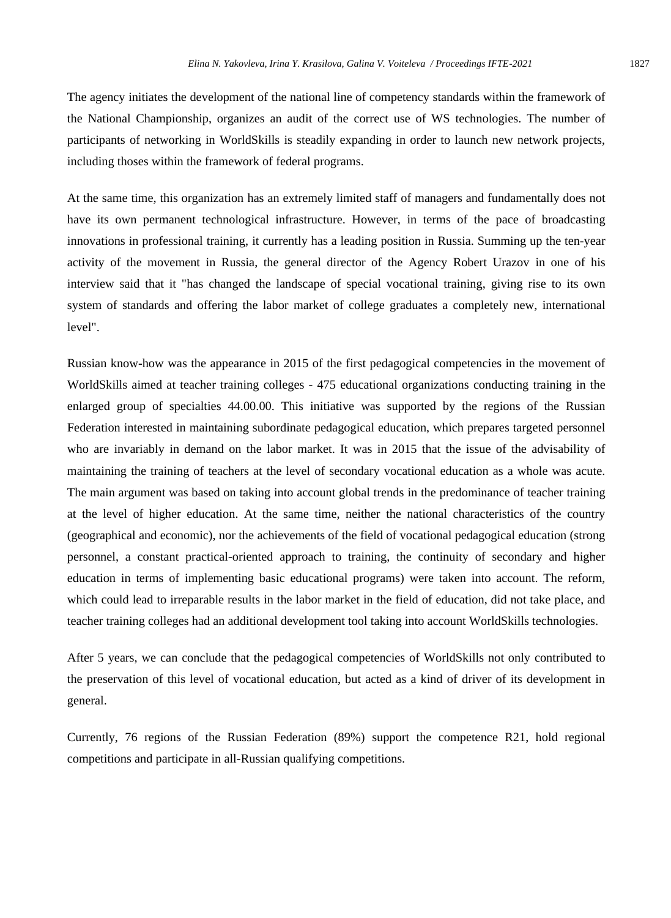The agency initiates the development of the national line of competency standards within the framework of the National Championship, organizes an audit of the correct use of WS technologies. The number of participants of networking in WorldSkills is steadily expanding in order to launch new network projects, including thoses within the framework of federal programs.

At the same time, this organization has an extremely limited staff of managers and fundamentally does not have its own permanent technological infrastructure. However, in terms of the pace of broadcasting innovations in professional training, it currently has a leading position in Russia. Summing up the ten-year activity of the movement in Russia, the general director of the Agency Robert Urazov in one of his interview said that it "has changed the landscape of special vocational training, giving rise to its own system of standards and offering the labor market of college graduates a completely new, international level".

Russian know-how was the appearance in 2015 of the first pedagogical competencies in the movement of WorldSkills aimed at teacher training colleges - 475 educational organizations conducting training in the enlarged group of specialties 44.00.00. This initiative was supported by the regions of the Russian Federation interested in maintaining subordinate pedagogical education, which prepares targeted personnel who are invariably in demand on the labor market. It was in 2015 that the issue of the advisability of maintaining the training of teachers at the level of secondary vocational education as a whole was acute. The main argument was based on taking into account global trends in the predominance of teacher training at the level of higher education. At the same time, neither the national characteristics of the country (geographical and economic), nor the achievements of the field of vocational pedagogical education (strong personnel, a constant practical-oriented approach to training, the continuity of secondary and higher education in terms of implementing basic educational programs) were taken into account. The reform, which could lead to irreparable results in the labor market in the field of education, did not take place, and teacher training colleges had an additional development tool taking into account WorldSkills technologies.

After 5 years, we can conclude that the pedagogical competencies of WorldSkills not only contributed to the preservation of this level of vocational education, but acted as a kind of driver of its development in general.

Currently, 76 regions of the Russian Federation (89%) support the competence R21, hold regional competitions and participate in all-Russian qualifying competitions.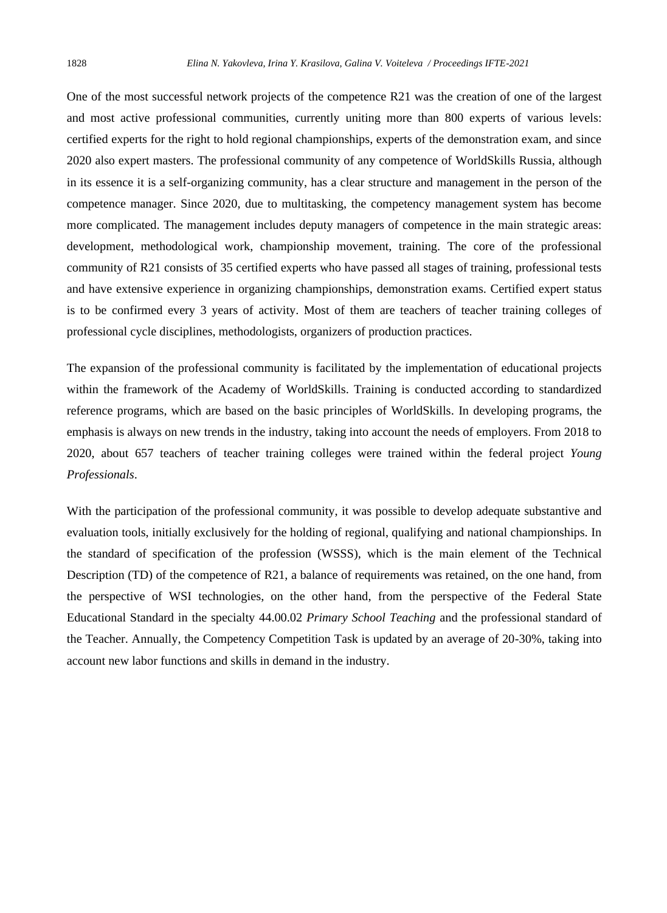One of the most successful network projects of the competence R21 was the creation of one of the largest and most active professional communities, currently uniting more than 800 experts of various levels: certified experts for the right to hold regional championships, experts of the demonstration exam, and since 2020 also expert masters. The professional community of any competence of WorldSkills Russia, although in its essence it is a self-organizing community, has a clear structure and management in the person of the competence manager. Since 2020, due to multitasking, the competency management system has become more complicated. The management includes deputy managers of competence in the main strategic areas: development, methodological work, championship movement, training. The core of the professional community of R21 consists of 35 certified experts who have passed all stages of training, professional tests and have extensive experience in organizing championships, demonstration exams. Certified expert status is to be confirmed every 3 years of activity. Most of them are teachers of teacher training colleges of professional cycle disciplines, methodologists, organizers of production practices.

The expansion of the professional community is facilitated by the implementation of educational projects within the framework of the Academy of WorldSkills. Training is conducted according to standardized reference programs, which are based on the basic principles of WorldSkills. In developing programs, the emphasis is always on new trends in the industry, taking into account the needs of employers. From 2018 to 2020, about 657 teachers of teacher training colleges were trained within the federal project *Young Professionals*.

With the participation of the professional community, it was possible to develop adequate substantive and evaluation tools, initially exclusively for the holding of regional, qualifying and national championships. In the standard of specification of the profession (WSSS), which is the main element of the Technical Description (TD) of the competence of R21, a balance of requirements was retained, on the one hand, from the perspective of WSI technologies, on the other hand, from the perspective of the Federal State Educational Standard in the specialty 44.00.02 *Primary School Teaching* and the professional standard of the Teacher. Annually, the Competency Competition Task is updated by an average of 20-30%, taking into account new labor functions and skills in demand in the industry.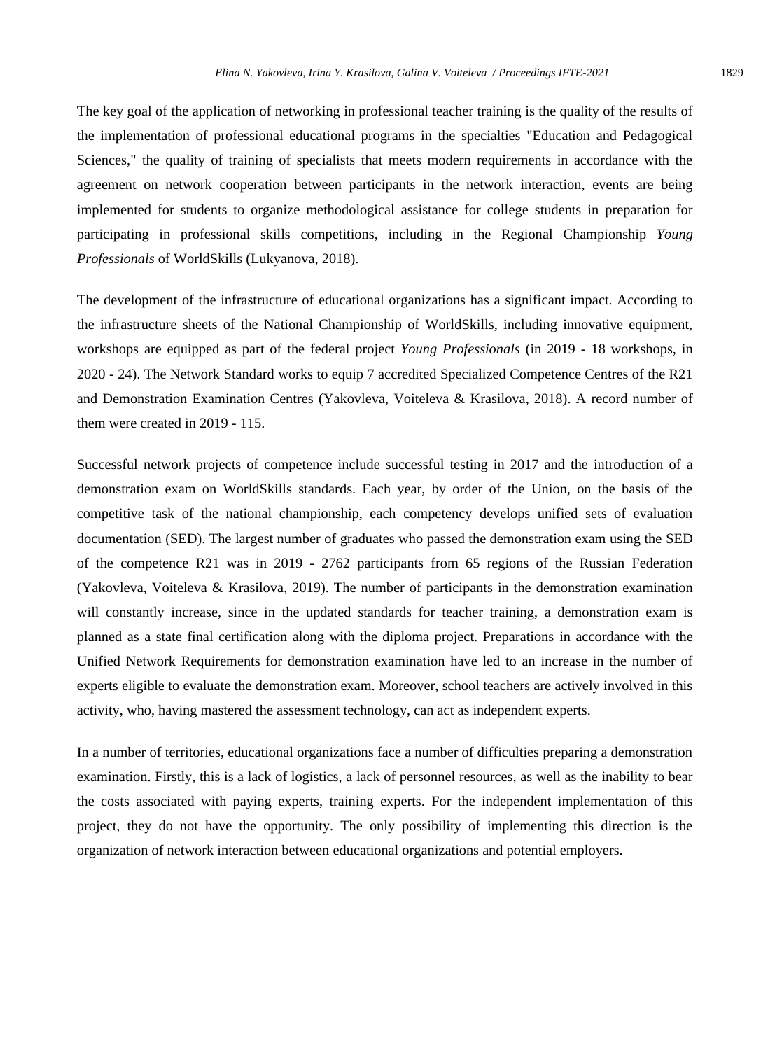The key goal of the application of networking in professional teacher training is the quality of the results of the implementation of professional educational programs in the specialties "Education and Pedagogical Sciences," the quality of training of specialists that meets modern requirements in accordance with the agreement on network cooperation between participants in the network interaction, events are being implemented for students to organize methodological assistance for college students in preparation for participating in professional skills competitions, including in the Regional Championship *Young Professionals* of WorldSkills (Lukyanova, 2018).

The development of the infrastructure of educational organizations has a significant impact. According to the infrastructure sheets of the National Championship of WorldSkills, including innovative equipment, workshops are equipped as part of the federal project *Young Professionals* (in 2019 - 18 workshops, in 2020 - 24). The Network Standard works to equip 7 accredited Specialized Competence Centres of the R21 and Demonstration Examination Centres (Yakovleva, Voiteleva & Krasilova, 2018). A record number of them were created in 2019 - 115.

Successful network projects of competence include successful testing in 2017 and the introduction of a demonstration exam on WorldSkills standards. Each year, by order of the Union, on the basis of the competitive task of the national championship, each competency develops unified sets of evaluation documentation (SED). The largest number of graduates who passed the demonstration exam using the SED of the competence R21 was in 2019 - 2762 participants from 65 regions of the Russian Federation (Yakovleva, Voiteleva & Krasilova, 2019). The number of participants in the demonstration examination will constantly increase, since in the updated standards for teacher training, a demonstration exam is planned as a state final certification along with the diploma project. Preparations in accordance with the Unified Network Requirements for demonstration examination have led to an increase in the number of experts eligible to evaluate the demonstration exam. Moreover, school teachers are actively involved in this activity, who, having mastered the assessment technology, can act as independent experts.

In a number of territories, educational organizations face a number of difficulties preparing a demonstration examination. Firstly, this is a lack of logistics, a lack of personnel resources, as well as the inability to bear the costs associated with paying experts, training experts. For the independent implementation of this project, they do not have the opportunity. The only possibility of implementing this direction is the organization of network interaction between educational organizations and potential employers.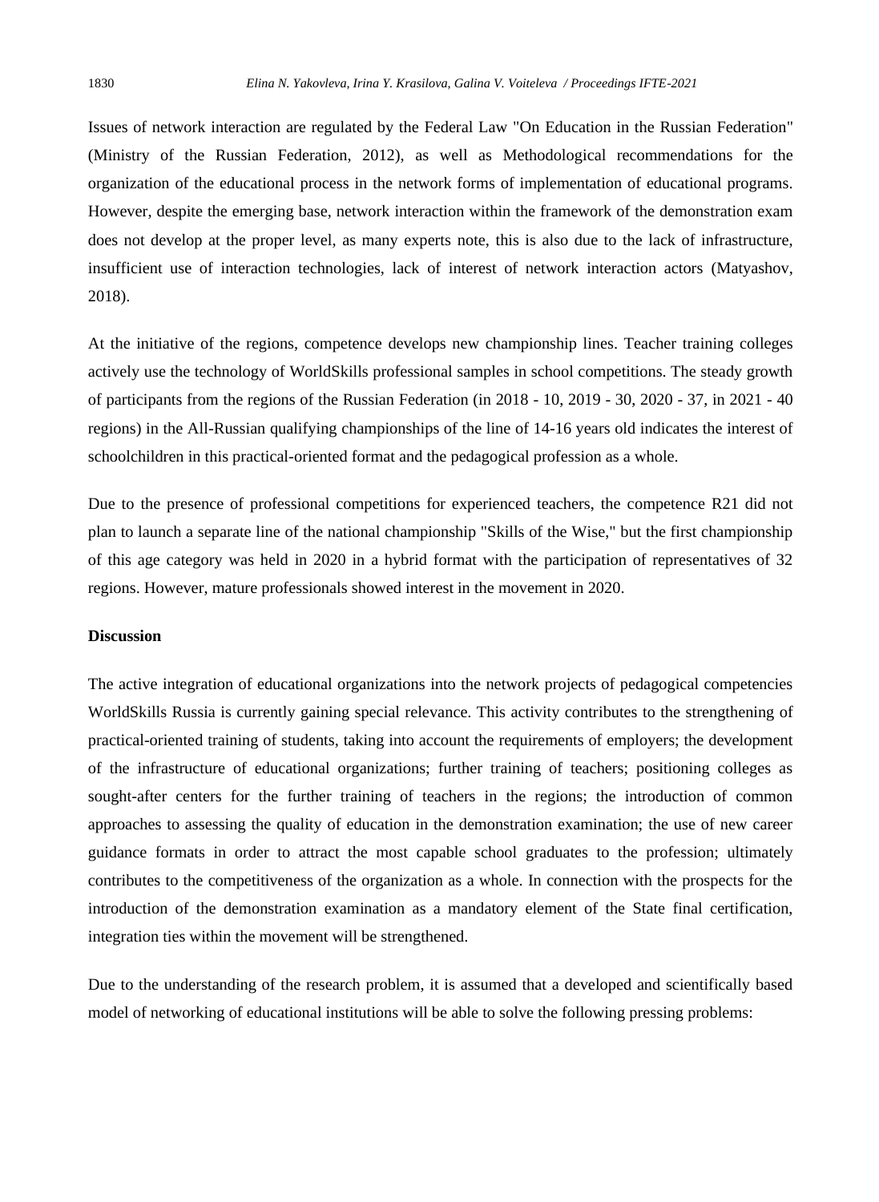Issues of network interaction are regulated by the Federal Law "On Education in the Russian Federation" (Ministry of the Russian Federation, 2012), as well as Methodological recommendations for the organization of the educational process in the network forms of implementation of educational programs. However, despite the emerging base, network interaction within the framework of the demonstration exam does not develop at the proper level, as many experts note, this is also due to the lack of infrastructure, insufficient use of interaction technologies, lack of interest of network interaction actors (Matyashov, 2018).

At the initiative of the regions, competence develops new championship lines. Teacher training colleges actively use the technology of WorldSkills professional samples in school competitions. The steady growth of participants from the regions of the Russian Federation (in 2018 - 10, 2019 - 30, 2020 - 37, in 2021 - 40 regions) in the All-Russian qualifying championships of the line of 14-16 years old indicates the interest of schoolchildren in this practical-oriented format and the pedagogical profession as a whole.

Due to the presence of professional competitions for experienced teachers, the competence R21 did not plan to launch a separate line of the national championship "Skills of the Wise," but the first championship of this age category was held in 2020 in a hybrid format with the participation of representatives of 32 regions. However, mature professionals showed interest in the movement in 2020.

**Discussion**

The active integration of educational organizations into the network projects of pedagogical competencies WorldSkills Russia is currently gaining special relevance. This activity contributes to the strengthening of practical-oriented training of students, taking into account the requirements of employers; the development of the infrastructure of educational organizations; further training of teachers; positioning colleges as sought-after centers for the further training of teachers in the regions; the introduction of common approaches to assessing the quality of education in the demonstration examination; the use of new career guidance formats in order to attract the most capable school graduates to the profession; ultimately contributes to the competitiveness of the organization as a whole. In connection with the prospects for the introduction of the demonstration examination as a mandatory element of the State final certification, integration ties within the movement will be strengthened.

Due to the understanding of the research problem, it is assumed that a developed and scientifically based model of networking of educational institutions will be able to solve the following pressing problems: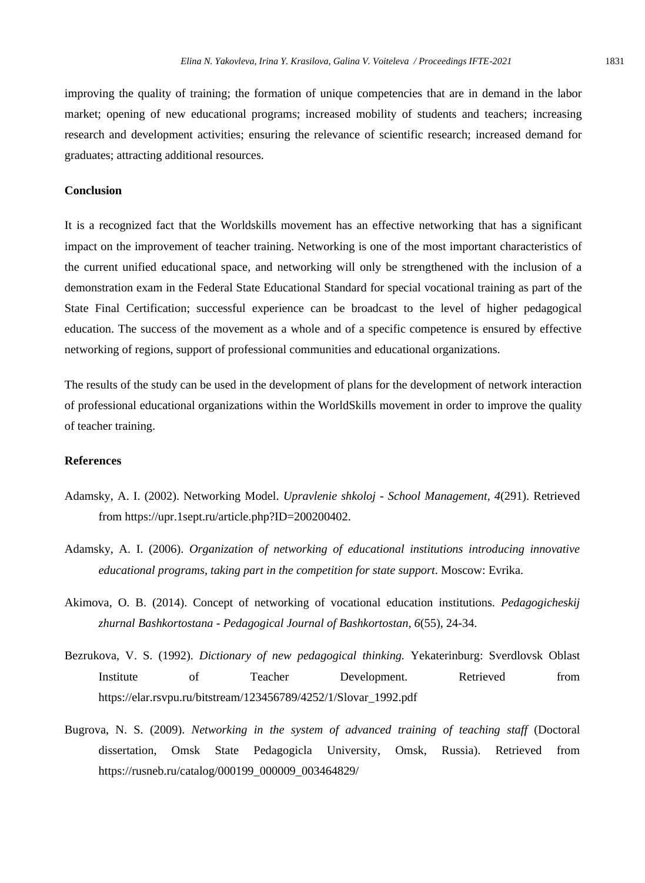improving the quality of training; the formation of unique competencies that are in demand in the labor market; opening of new educational programs; increased mobility of students and teachers; increasing research and development activities; ensuring the relevance of scientific research; increased demand for graduates; attracting additional resources.

## Conclusion

It is a recognized fact that the Worldskills movement has an effective networking that has a significant impact on the improvement of teacher training. Networking is one of the most important characteristics of the current unified educational space, and networking will only be strengthened with the inclusion of a demonstration exam in the Federal State Educational Standard for special vocational training as part of the State Final Certification; successful experience can be broadcast to the level of higher pedagogical education. The success of the movement as a whole and of a specific competence is ensured by effective networking of regions, support of professional communities and educational organizations.

The results of the study can be used in the development of plans for the development of network interaction of professional educational organizations within the WorldSkills movement in order to improve the quality of teacher training.

## References

Adamsky, A. I. (2002). Networking Model. *Upravlenie shkoloj - School Management, 4*(291). Retrieved from https://upr.1sept.ru/article.php?ID=200200402.

Adamsky, A. I. (2006). *Organization of networking of educational institutions introducing innovative educational programs, taking part in the competition for state support*. Moscow: Evrika.

Akimova, O. B. (2014). Concept of networking of vocational education institutions. *Pedagogicheskij zhurnal Bashkortostana - Pedagogical Journal of Bashkortostan, 6*(55), 24-34.

Bezrukova, V. S. (1992). *Dictionary of new pedagogical thinking.* Yekaterinburg: Sverdlovsk Oblast Institute of Teacher Development. Retrieved from https://elar.rsvpu.ru/bitstream/123456789/4252/1/Slovar_1992.pdf

Bugrova, N. S. (2009). *Networking in the system of advanced training of teaching staff* (Doctoral dissertation, Omsk State Pedagogicla University, Omsk, Russia). Retrieved from https://rusneb.ru/catalog/000199_000009_003464829/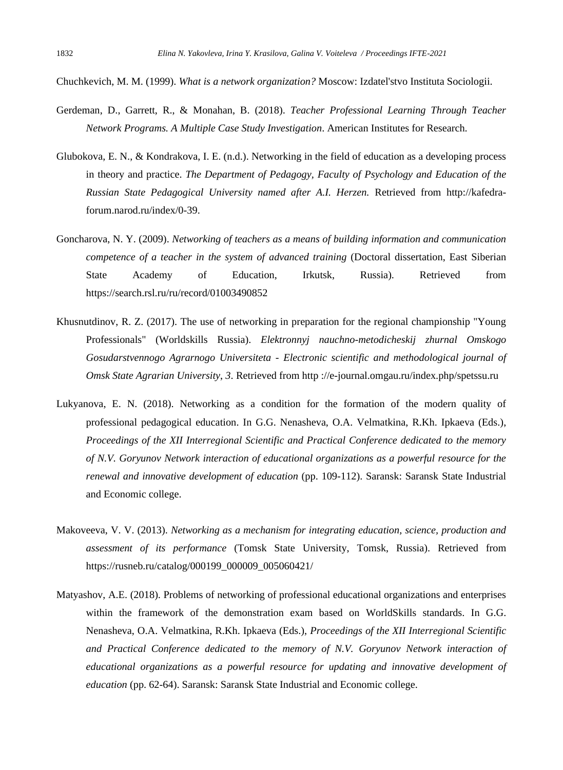Chuchkevich, M. M. (1999). *What is a network organization?* Moscow: Izdatel'stvo Instituta Sociologii.

Gerdeman, D., Garrett, R., & Monahan, B. (2018). *Teacher Professional Learning Through Teacher Network Programs. A Multiple Case Study Investigation*. American Institutes for Research.

Glubokova, E. N., & Kondrakova, I. E. (n.d.). Networking in the field of education as a developing process in theory and practice. *The Department of Pedagogy, Faculty of Psychology and Education of the Russian State Pedagogical University named after A.I. Herzen.* Retrieved from http://kafedra-forum.narod.ru/index/0-39.

Goncharova, N. Y. (2009). *Networking of teachers as a means of building information and communication competence of a teacher in the system of advanced training* (Doctoral dissertation, East Siberian State Academy of Education, Irkutsk, Russia). Retrieved from https://search.rsl.ru/ru/record/01003490852

Khusnutdinov, R. Z. (2017). The use of networking in preparation for the regional championship "Young Professionals" (Worldskills Russia). *Elektronnyj nauchno-metodicheskij zhurnal Omskogo Gosudarstvennogo Agrarnogo Universiteta - Electronic scientific and methodological journal of Omsk State Agrarian University*, *3*. Retrieved from http ://e-journal.omgau.ru/index.php/spetssu.ru

Lukyanova, E. N. (2018). Networking as a condition for the formation of the modern quality of professional pedagogical education. In G.G. Nenasheva, O.A. Velmatkina, R.Kh. Ipkaeva (Eds.), *Proceedings of the XII Interregional Scientific and Practical Conference dedicated to the memory of N.V. Goryunov Network interaction of educational organizations as a powerful resource for the renewal and innovative development of education* (pp. 109-112). Saransk: Saransk State Industrial and Economic college.

Makoveeva, V. V. (2013). *Networking as a mechanism for integrating education, science, production and assessment of its performance* (Tomsk State University, Tomsk, Russia). Retrieved from https://rusneb.ru/catalog/000199_000009_005060421/

Matyashov, A.E. (2018). Problems of networking of professional educational organizations and enterprises within the framework of the demonstration exam based on WorldSkills standards. In G.G. Nenasheva, O.A. Velmatkina, R.Kh. Ipkaeva (Eds.), *Proceedings of the XII Interregional Scientific and Practical Conference dedicated to the memory of N.V. Goryunov Network interaction of educational organizations as a powerful resource for updating and innovative development of education* (pp. 62-64). Saransk: Saransk State Industrial and Economic college.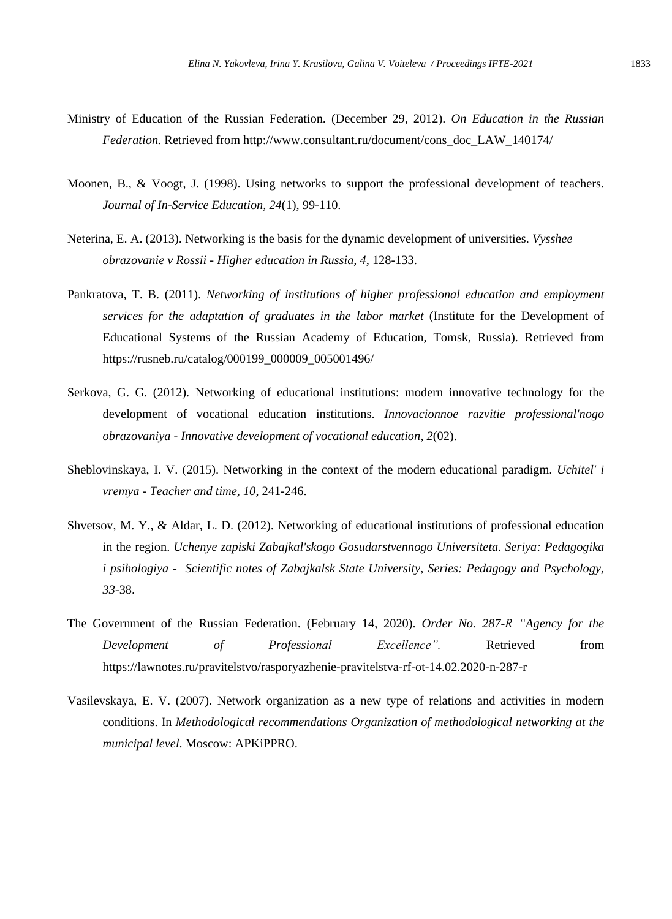Ministry of Education of the Russian Federation. (December 29, 2012). *On Education in the Russian Federation.* Retrieved from http://www.consultant.ru/document/cons_doc_LAW_140174/

Moonen, B., & Voogt, J. (1998). Using networks to support the professional development of teachers. *Journal of In-Service Education, 24*(1), 99-110.

Neterina, E. A. (2013). Networking is the basis for the dynamic development of universities. *Vysshee obrazovanie v Rossii - Higher education in Russia, 4*, 128-133.

Pankratova, T. B. (2011). *Networking of institutions of higher professional education and employment services for the adaptation of graduates in the labor market* (Institute for the Development of Educational Systems of the Russian Academy of Education, Tomsk, Russia). Retrieved from https://rusneb.ru/catalog/000199_000009_005001496/

Serkova, G. G. (2012). Networking of educational institutions: modern innovative technology for the development of vocational education institutions. *Innovacionnoe razvitie professional'nogo obrazovaniya - Innovative development of vocational education, 2*(02).

Sheblovinskaya, I. V. (2015). Networking in the context of the modern educational paradigm. *Uchitel' i vremya - Teacher and time, 10*, 241-246.

Shvetsov, M. Y., & Aldar, L. D. (2012). Networking of educational institutions of professional education in the region. *Uchenye zapiski Zabajkal'skogo Gosudarstvennogo Universiteta. Seriya: Pedagogika i psihologiya - Scientific notes of Zabajkalsk State University, Series: Pedagogy and Psychology, 33*-38.

The Government of the Russian Federation. (February 14, 2020). *Order No. 287-R "Agency for the Development of Professional Excellence".* Retrieved from https://lawnotes.ru/pravitelstvo/rasporyazhenie-pravitelstva-rf-ot-14.02.2020-n-287-r

Vasilevskaya, E. V. (2007). Network organization as a new type of relations and activities in modern conditions. In *Methodological recommendations Organization of methodological networking at the municipal level*. Moscow: APKiPPRO.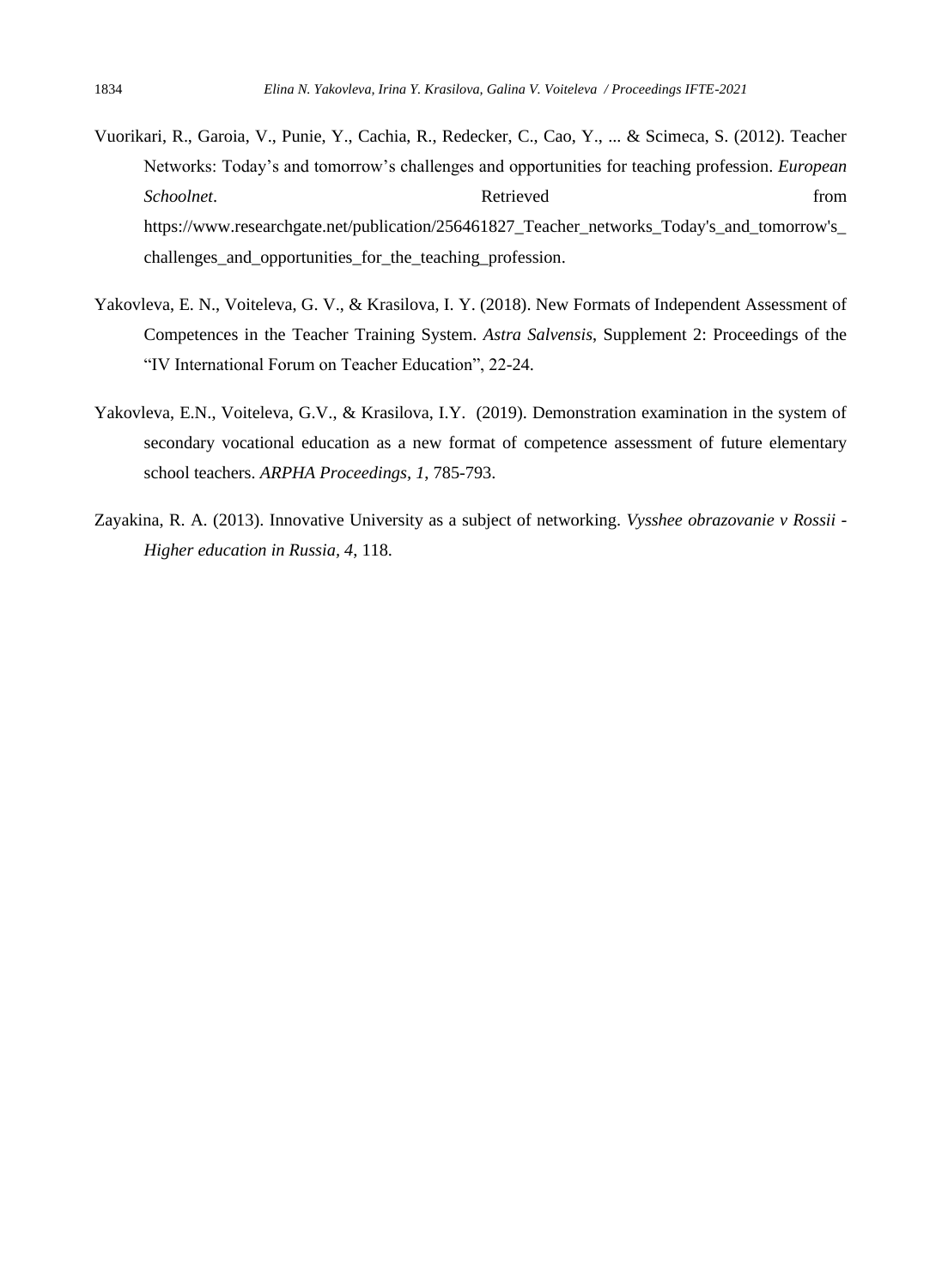Vuorikari, R., Garoia, V., Punie, Y., Cachia, R., Redecker, C., Cao, Y., ... & Scimeca, S. (2012). Teacher Networks: Today's and tomorrow's challenges and opportunities for teaching profession. *European Schoolnet*. Retrieved from https://www.researchgate.net/publication/256461827_Teacher_networks_Today's_and_tomorrow's_challenges_and_opportunities_for_the_teaching_profession.

Yakovleva, E. N., Voiteleva, G. V., & Krasilova, I. Y. (2018). New Formats of Independent Assessment of Competences in the Teacher Training System. *Astra Salvensis*, Supplement 2: Proceedings of the "IV International Forum on Teacher Education", 22-24.

Yakovleva, E.N., Voiteleva, G.V., & Krasilova, I.Y. (2019). Demonstration examination in the system of secondary vocational education as a new format of competence assessment of future elementary school teachers. *ARPHA Proceedings, 1,* 785-793.

Zayakina, R. A. (2013). Innovative University as a subject of networking. *Vysshee obrazovanie v Rossii - Higher education in Russia, 4,* 118.